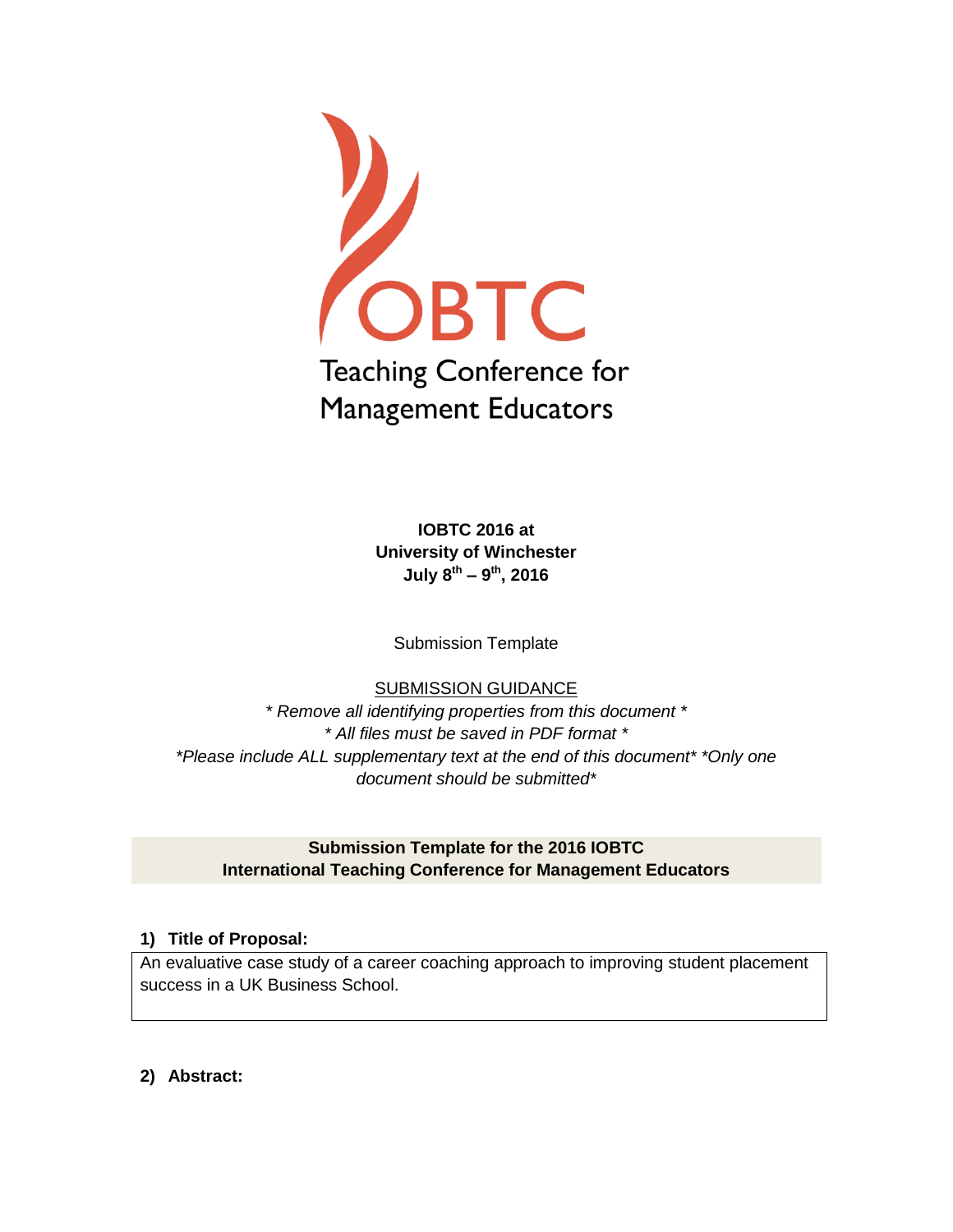IOBTC

Teaching Conference for Management Educators

**IOBTC 2016 at**
**University of Winchester**
**July 8th – 9th, 2016**

Submission Template

SUBMISSION GUIDANCE

*\* Remove all identifying properties from this document \**
*\* All files must be saved in PDF format \**
*\*Please include ALL supplementary text at the end of this document\* \*Only one document should be submitted\**

**Submission Template for the 2016 IOBTC**
**International Teaching Conference for Management Educators**

**1) Title of Proposal:**

An evaluative case study of a career coaching approach to improving student placement success in a UK Business School.

**2) Abstract:**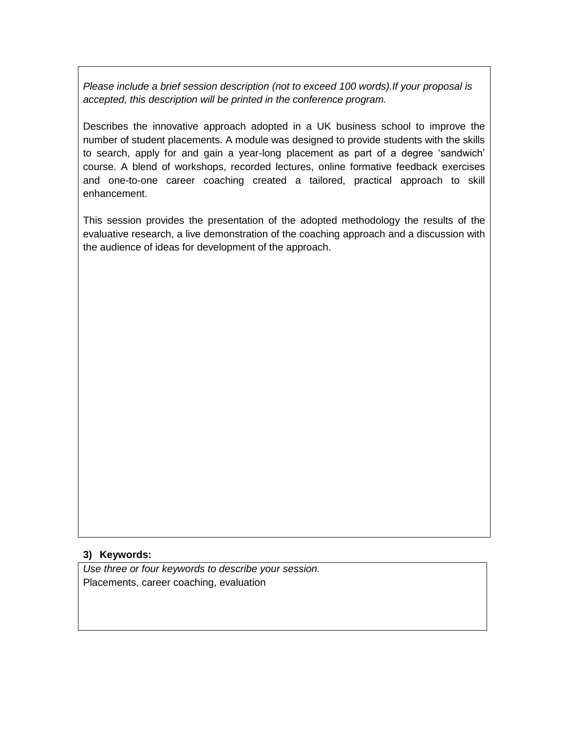*Please include a brief session description (not to exceed 100 words).If your proposal is accepted, this description will be printed in the conference program.*

Describes the innovative approach adopted in a UK business school to improve the number of student placements. A module was designed to provide students with the skills to search, apply for and gain a year-long placement as part of a degree 'sandwich' course. A blend of workshops, recorded lectures, online formative feedback exercises and one-to-one career coaching created a tailored, practical approach to skill enhancement.

This session provides the presentation of the adopted methodology the results of the evaluative research, a live demonstration of the coaching approach and a discussion with the audience of ideas for development of the approach.

**3) Keywords:**

*Use three or four keywords to describe your session.*

Placements, career coaching, evaluation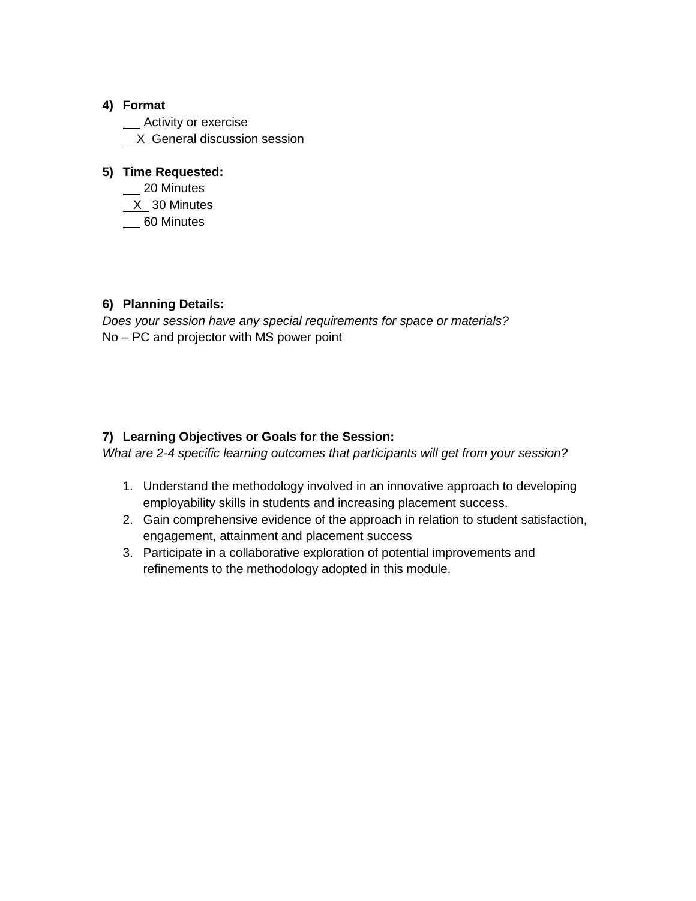**4) Format**

___ Activity or exercise
__X_ General discussion session

**5) Time Requested:**

___ 20 Minutes
__X__ 30 Minutes
___ 60 Minutes

**6) Planning Details:**

*Does your session have any special requirements for space or materials?*
No – PC and projector with MS power point

**7) Learning Objectives or Goals for the Session:**

*What are 2-4 specific learning outcomes that participants will get from your session?*

1. Understand the methodology involved in an innovative approach to developing employability skills in students and increasing placement success.
2. Gain comprehensive evidence of the approach in relation to student satisfaction, engagement, attainment and placement success
3. Participate in a collaborative exploration of potential improvements and refinements to the methodology adopted in this module.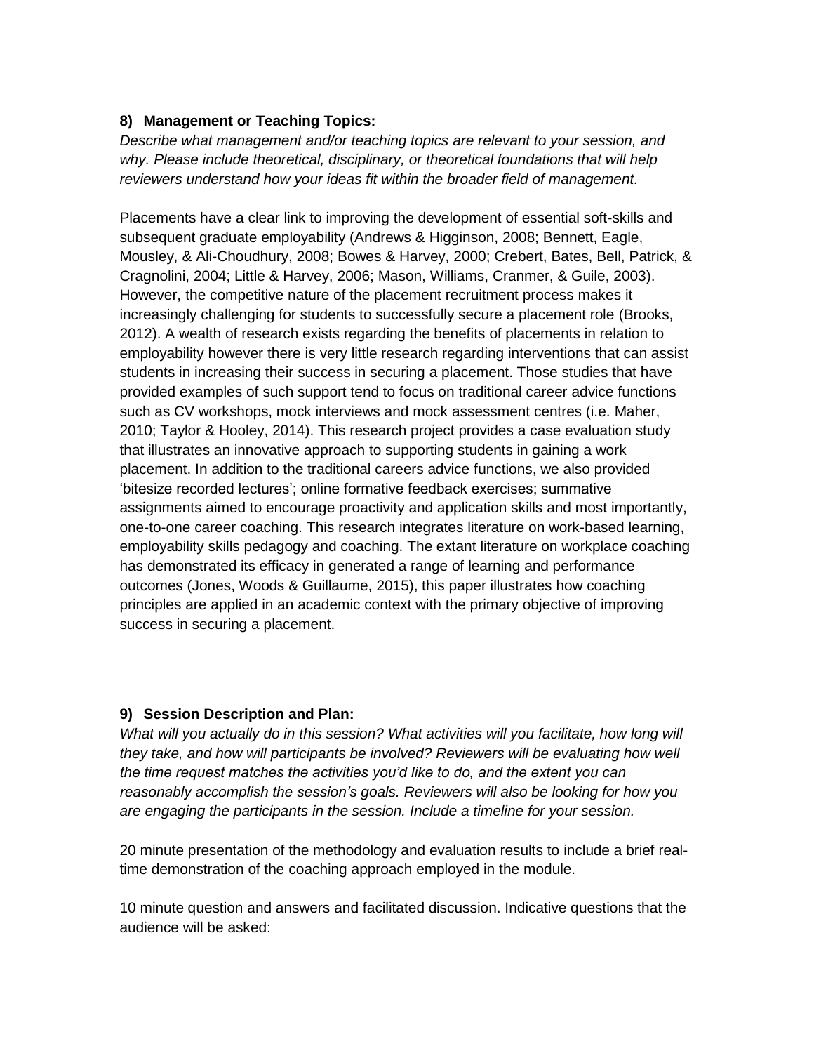### 8) Management or Teaching Topics:

*Describe what management and/or teaching topics are relevant to your session, and why. Please include theoretical, disciplinary, or theoretical foundations that will help reviewers understand how your ideas fit within the broader field of management.*

Placements have a clear link to improving the development of essential soft-skills and subsequent graduate employability (Andrews & Higginson, 2008; Bennett, Eagle, Mousley, & Ali-Choudhury, 2008; Bowes & Harvey, 2000; Crebert, Bates, Bell, Patrick, & Cragnolini, 2004; Little & Harvey, 2006; Mason, Williams, Cranmer, & Guile, 2003). However, the competitive nature of the placement recruitment process makes it increasingly challenging for students to successfully secure a placement role (Brooks, 2012). A wealth of research exists regarding the benefits of placements in relation to employability however there is very little research regarding interventions that can assist students in increasing their success in securing a placement. Those studies that have provided examples of such support tend to focus on traditional career advice functions such as CV workshops, mock interviews and mock assessment centres (i.e. Maher, 2010; Taylor & Hooley, 2014). This research project provides a case evaluation study that illustrates an innovative approach to supporting students in gaining a work placement. In addition to the traditional careers advice functions, we also provided 'bitesize recorded lectures'; online formative feedback exercises; summative assignments aimed to encourage proactivity and application skills and most importantly, one-to-one career coaching. This research integrates literature on work-based learning, employability skills pedagogy and coaching. The extant literature on workplace coaching has demonstrated its efficacy in generated a range of learning and performance outcomes (Jones, Woods & Guillaume, 2015), this paper illustrates how coaching principles are applied in an academic context with the primary objective of improving success in securing a placement.

### 9) Session Description and Plan:

*What will you actually do in this session? What activities will you facilitate, how long will they take, and how will participants be involved? Reviewers will be evaluating how well the time request matches the activities you'd like to do, and the extent you can reasonably accomplish the session's goals. Reviewers will also be looking for how you are engaging the participants in the session. Include a timeline for your session.*

20 minute presentation of the methodology and evaluation results to include a brief real-time demonstration of the coaching approach employed in the module.

10 minute question and answers and facilitated discussion. Indicative questions that the audience will be asked: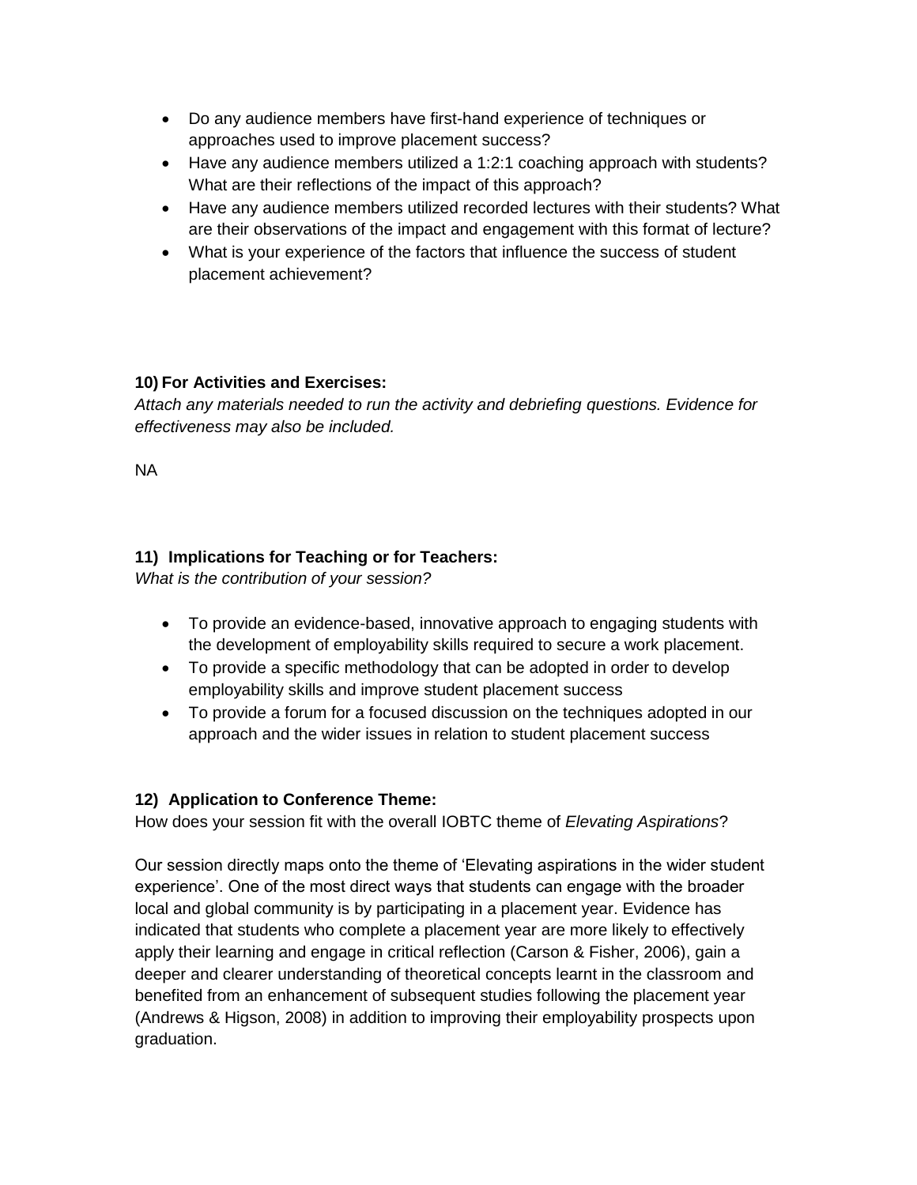- Do any audience members have first-hand experience of techniques or approaches used to improve placement success?
- Have any audience members utilized a 1:2:1 coaching approach with students? What are their reflections of the impact of this approach?
- Have any audience members utilized recorded lectures with their students? What are their observations of the impact and engagement with this format of lecture?
- What is your experience of the factors that influence the success of student placement achievement?

**10) For Activities and Exercises:**
*Attach any materials needed to run the activity and debriefing questions. Evidence for effectiveness may also be included.*

NA

**11) Implications for Teaching or for Teachers:**
*What is the contribution of your session?*

- To provide an evidence-based, innovative approach to engaging students with the development of employability skills required to secure a work placement.
- To provide a specific methodology that can be adopted in order to develop employability skills and improve student placement success
- To provide a forum for a focused discussion on the techniques adopted in our approach and the wider issues in relation to student placement success

**12) Application to Conference Theme:**
How does your session fit with the overall IOBTC theme of *Elevating Aspirations*?

Our session directly maps onto the theme of 'Elevating aspirations in the wider student experience'. One of the most direct ways that students can engage with the broader local and global community is by participating in a placement year. Evidence has indicated that students who complete a placement year are more likely to effectively apply their learning and engage in critical reflection (Carson & Fisher, 2006), gain a deeper and clearer understanding of theoretical concepts learnt in the classroom and benefited from an enhancement of subsequent studies following the placement year (Andrews & Higson, 2008) in addition to improving their employability prospects upon graduation.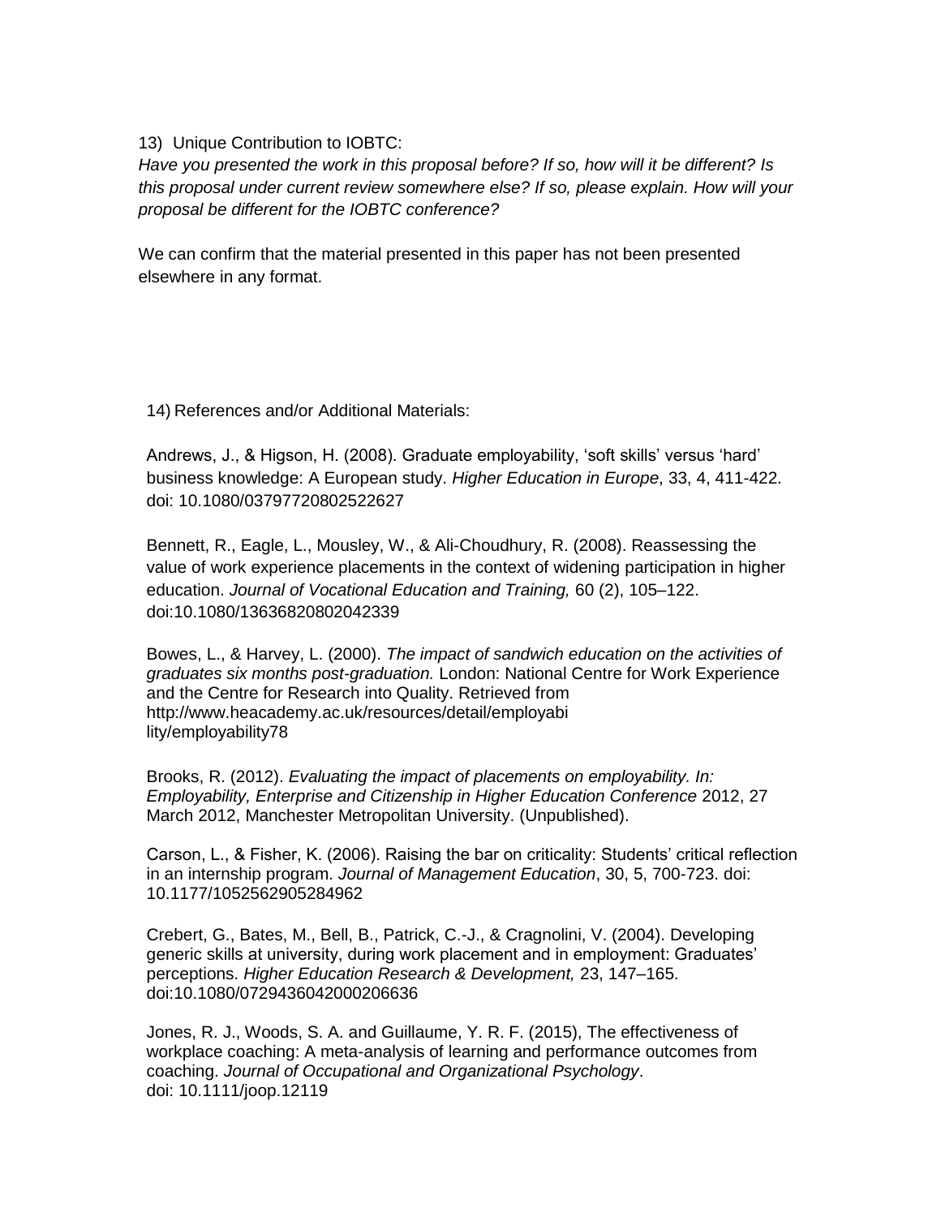13) Unique Contribution to IOBTC:

*Have you presented the work in this proposal before? If so, how will it be different? Is this proposal under current review somewhere else? If so, please explain. How will your proposal be different for the IOBTC conference?*

We can confirm that the material presented in this paper has not been presented elsewhere in any format.

14) References and/or Additional Materials:

Andrews, J., & Higson, H. (2008). Graduate employability, 'soft skills' versus 'hard' business knowledge: A European study. *Higher Education in Europe*, 33, 4, 411-422. doi: 10.1080/03797720802522627

Bennett, R., Eagle, L., Mousley, W., & Ali-Choudhury, R. (2008). Reassessing the value of work experience placements in the context of widening participation in higher education. *Journal of Vocational Education and Training,* 60 (2), 105–122. doi:10.1080/13636820802042339

Bowes, L., & Harvey, L. (2000). *The impact of sandwich education on the activities of graduates six months post-graduation.* London: National Centre for Work Experience and the Centre for Research into Quality. Retrieved from http://www.heacademy.ac.uk/resources/detail/employability/employability78

Brooks, R. (2012). *Evaluating the impact of placements on employability. In: Employability, Enterprise and Citizenship in Higher Education Conference* 2012, 27 March 2012, Manchester Metropolitan University. (Unpublished).

Carson, L., & Fisher, K. (2006). Raising the bar on criticality: Students' critical reflection in an internship program. *Journal of Management Education*, 30, 5, 700-723. doi: 10.1177/1052562905284962

Crebert, G., Bates, M., Bell, B., Patrick, C.-J., & Cragnolini, V. (2004). Developing generic skills at university, during work placement and in employment: Graduates' perceptions. *Higher Education Research & Development,* 23, 147–165. doi:10.1080/0729436042000206636

Jones, R. J., Woods, S. A. and Guillaume, Y. R. F. (2015), The effectiveness of workplace coaching: A meta-analysis of learning and performance outcomes from coaching. *Journal of Occupational and Organizational Psychology*. doi: 10.1111/joop.12119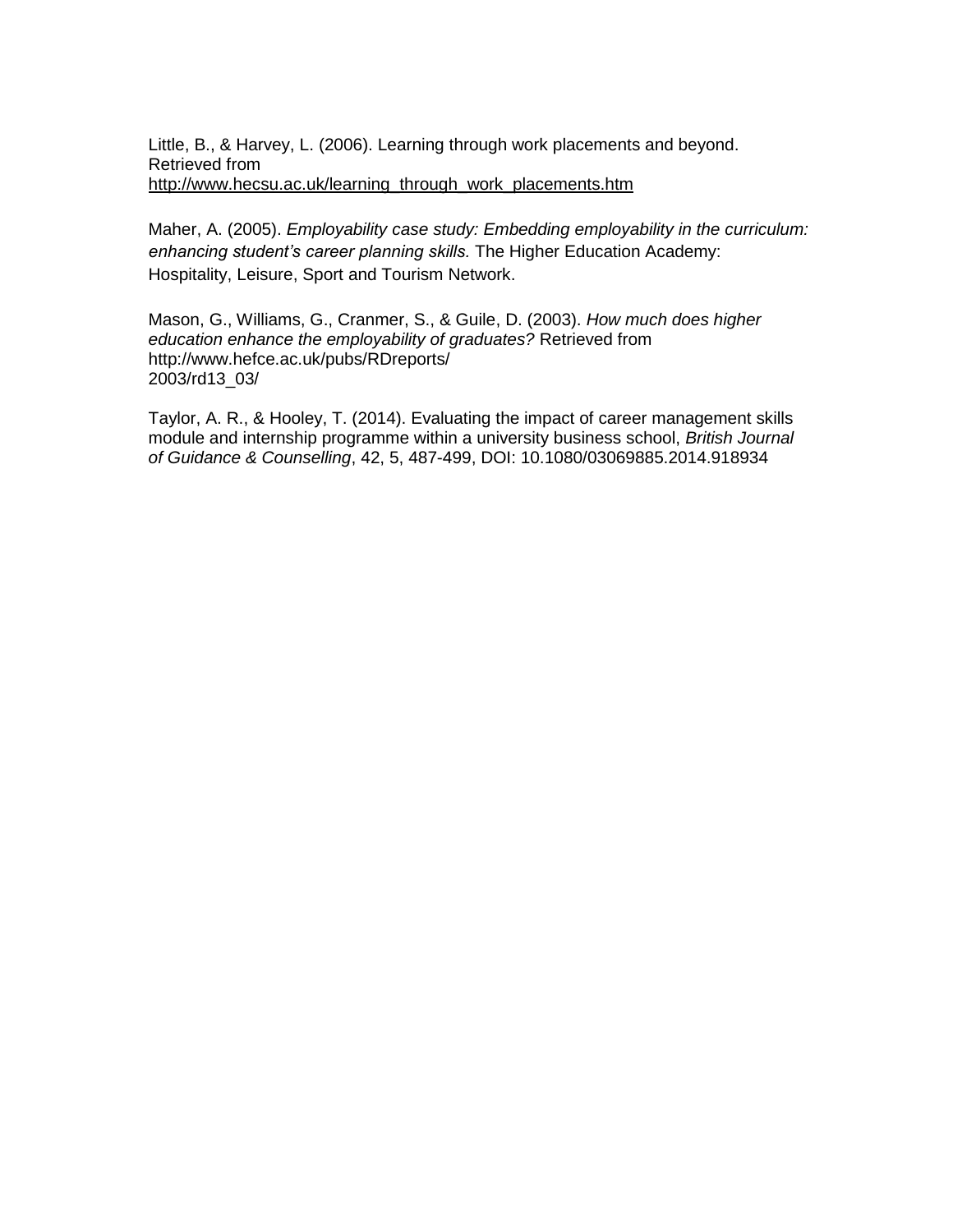Little, B., & Harvey, L. (2006). Learning through work placements and beyond. Retrieved from http://www.hecsu.ac.uk/learning_through_work_placements.htm

Maher, A. (2005). *Employability case study: Embedding employability in the curriculum: enhancing student's career planning skills.* The Higher Education Academy: Hospitality, Leisure, Sport and Tourism Network.

Mason, G., Williams, G., Cranmer, S., & Guile, D. (2003). *How much does higher education enhance the employability of graduates?* Retrieved from http://www.hefce.ac.uk/pubs/RDreports/2003/rd13_03/

Taylor, A. R., & Hooley, T. (2014). Evaluating the impact of career management skills module and internship programme within a university business school, *British Journal of Guidance & Counselling*, 42, 5, 487-499, DOI: 10.1080/03069885.2014.918934